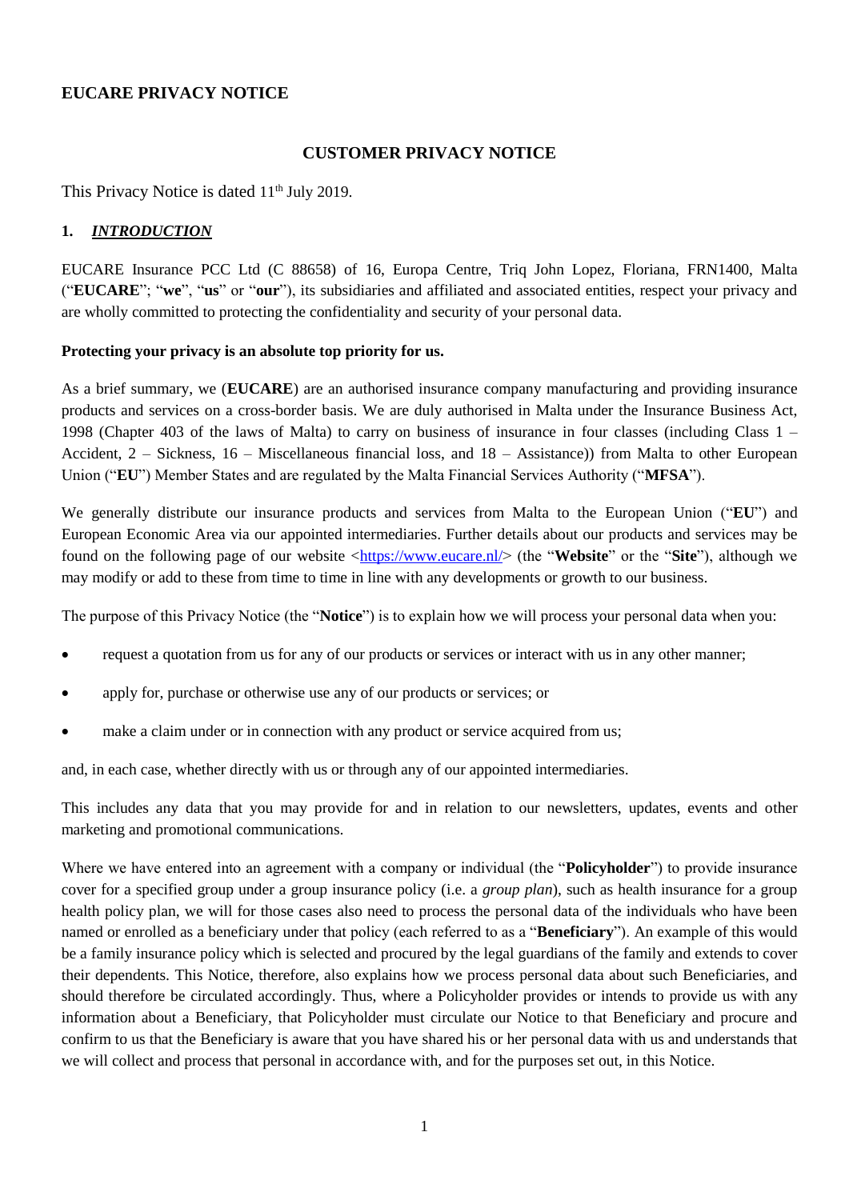# EUCARE PRIVACY NOTICE

## CUSTOMER PRIVACY NOTICE

This Privacy Notice is dated 11th July 2019.

### 1. *INTRODUCTION*

EUCARE Insurance PCC Ltd (C 88658) of 16, Europa Centre, Triq John Lopez, Floriana, FRN1400, Malta ("**EUCARE**"; "**we**", "**us**" or "**our**"), its subsidiaries and affiliated and associated entities, respect your privacy and are wholly committed to protecting the confidentiality and security of your personal data.

**Protecting your privacy is an absolute top priority for us.**

As a brief summary, we (**EUCARE**) are an authorised insurance company manufacturing and providing insurance products and services on a cross-border basis. We are duly authorised in Malta under the Insurance Business Act, 1998 (Chapter 403 of the laws of Malta) to carry on business of insurance in four classes (including Class 1 – Accident, 2 – Sickness, 16 – Miscellaneous financial loss, and 18 – Assistance)) from Malta to other European Union ("**EU**") Member States and are regulated by the Malta Financial Services Authority ("**MFSA**").

We generally distribute our insurance products and services from Malta to the European Union ("**EU**") and European Economic Area via our appointed intermediaries. Further details about our products and services may be found on the following page of our website <https://www.eucare.nl/> (the "**Website**" or the "**Site**"), although we may modify or add to these from time to time in line with any developments or growth to our business.

The purpose of this Privacy Notice (the "**Notice**") is to explain how we will process your personal data when you:

- request a quotation from us for any of our products or services or interact with us in any other manner;
- apply for, purchase or otherwise use any of our products or services; or
- make a claim under or in connection with any product or service acquired from us;

and, in each case, whether directly with us or through any of our appointed intermediaries.

This includes any data that you may provide for and in relation to our newsletters, updates, events and other marketing and promotional communications.

Where we have entered into an agreement with a company or individual (the "**Policyholder**") to provide insurance cover for a specified group under a group insurance policy (i.e. a *group plan*), such as health insurance for a group health policy plan, we will for those cases also need to process the personal data of the individuals who have been named or enrolled as a beneficiary under that policy (each referred to as a "**Beneficiary**"). An example of this would be a family insurance policy which is selected and procured by the legal guardians of the family and extends to cover their dependents. This Notice, therefore, also explains how we process personal data about such Beneficiaries, and should therefore be circulated accordingly. Thus, where a Policyholder provides or intends to provide us with any information about a Beneficiary, that Policyholder must circulate our Notice to that Beneficiary and procure and confirm to us that the Beneficiary is aware that you have shared his or her personal data with us and understands that we will collect and process that personal in accordance with, and for the purposes set out, in this Notice.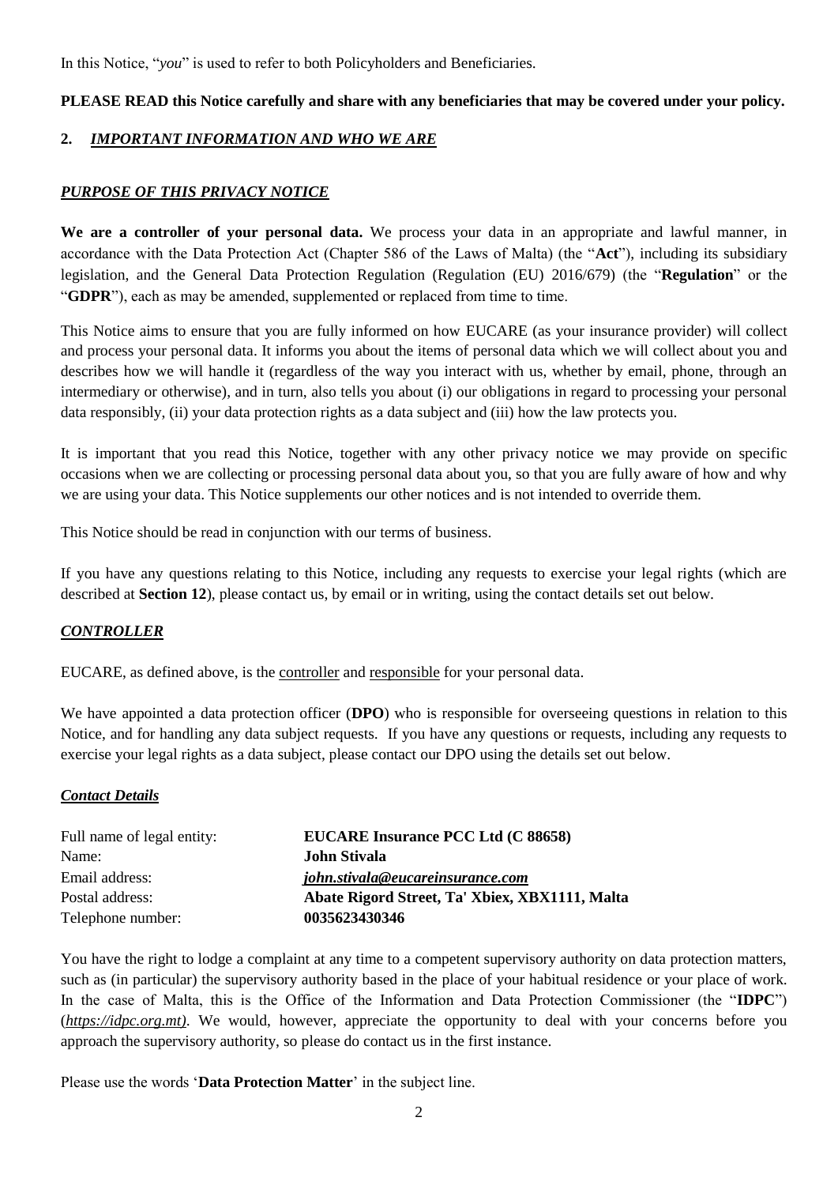In this Notice, "*you*" is used to refer to both Policyholders and Beneficiaries.

**PLEASE READ this Notice carefully and share with any beneficiaries that may be covered under your policy.**

## 2. *IMPORTANT INFORMATION AND WHO WE ARE*

### *PURPOSE OF THIS PRIVACY NOTICE*

**We are a controller of your personal data.** We process your data in an appropriate and lawful manner, in accordance with the Data Protection Act (Chapter 586 of the Laws of Malta) (the "**Act**"), including its subsidiary legislation, and the General Data Protection Regulation (Regulation (EU) 2016/679) (the "**Regulation**" or the "**GDPR**"), each as may be amended, supplemented or replaced from time to time.

This Notice aims to ensure that you are fully informed on how EUCARE (as your insurance provider) will collect and process your personal data. It informs you about the items of personal data which we will collect about you and describes how we will handle it (regardless of the way you interact with us, whether by email, phone, through an intermediary or otherwise), and in turn, also tells you about (i) our obligations in regard to processing your personal data responsibly, (ii) your data protection rights as a data subject and (iii) how the law protects you.

It is important that you read this Notice, together with any other privacy notice we may provide on specific occasions when we are collecting or processing personal data about you, so that you are fully aware of how and why we are using your data. This Notice supplements our other notices and is not intended to override them.

This Notice should be read in conjunction with our terms of business.

If you have any questions relating to this Notice, including any requests to exercise your legal rights (which are described at **Section 12**), please contact us, by email or in writing, using the contact details set out below.

### *CONTROLLER*

EUCARE, as defined above, is the controller and responsible for your personal data.

We have appointed a data protection officer (**DPO**) who is responsible for overseeing questions in relation to this Notice, and for handling any data subject requests. If you have any questions or requests, including any requests to exercise your legal rights as a data subject, please contact our DPO using the details set out below.

### *Contact Details*

| | |
|---|---|
| Full name of legal entity: | **EUCARE Insurance PCC Ltd (C 88658)** |
| Name: | **John Stivala** |
| Email address: | ***john.stivala@eucareinsurance.com*** |
| Postal address: | **Abate Rigord Street, Ta' Xbiex, XBX1111, Malta** |
| Telephone number: | **0035623430346** |

You have the right to lodge a complaint at any time to a competent supervisory authority on data protection matters, such as (in particular) the supervisory authority based in the place of your habitual residence or your place of work. In the case of Malta, this is the Office of the Information and Data Protection Commissioner (the "**IDPC**") (*https://idpc.org.mt)*. We would, however, appreciate the opportunity to deal with your concerns before you approach the supervisory authority, so please do contact us in the first instance.

Please use the words '**Data Protection Matter**' in the subject line.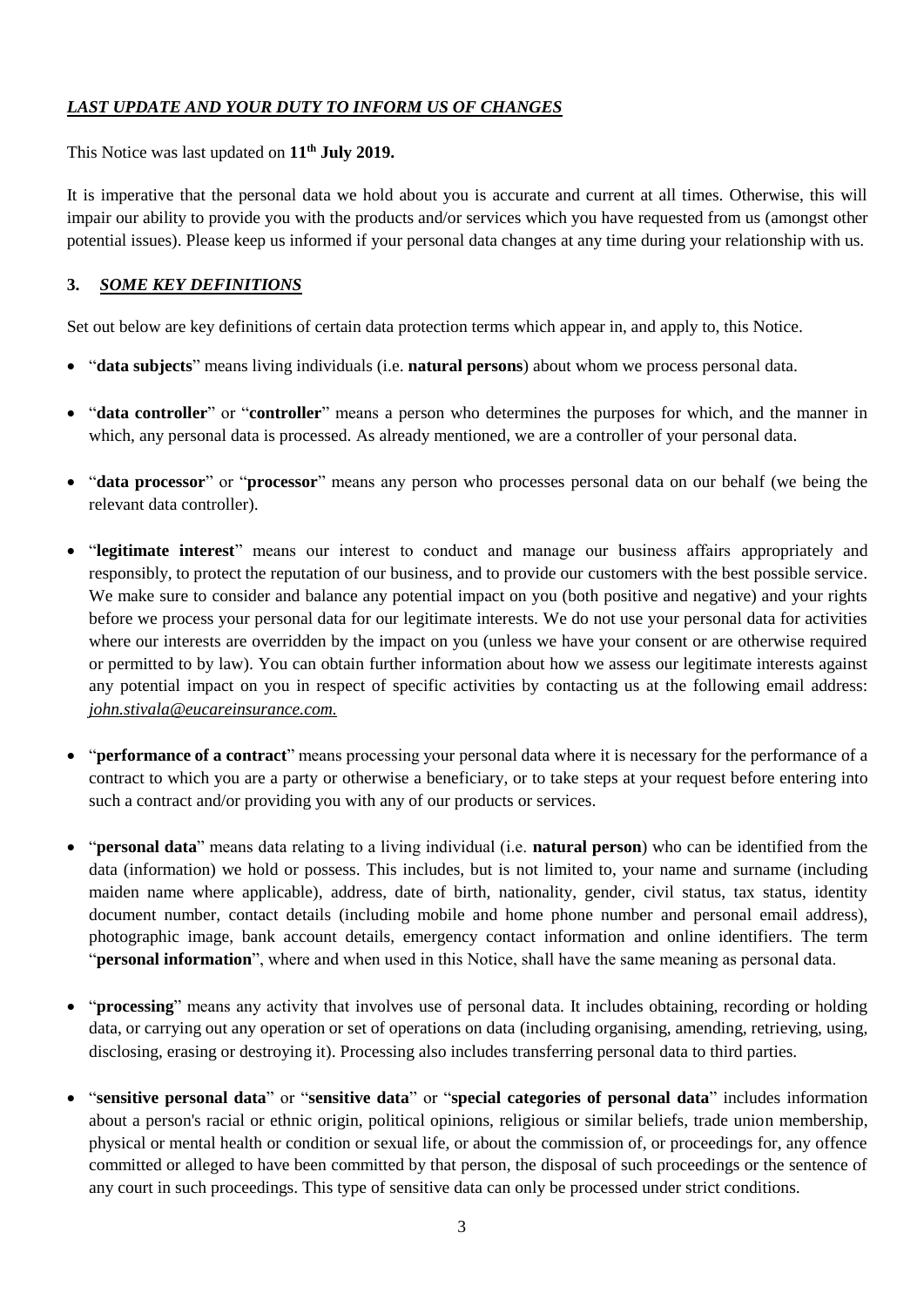***LAST UPDATE AND YOUR DUTY TO INFORM US OF CHANGES***

This Notice was last updated on **11th July 2019.**

It is imperative that the personal data we hold about you is accurate and current at all times. Otherwise, this will impair our ability to provide you with the products and/or services which you have requested from us (amongst other potential issues). Please keep us informed if your personal data changes at any time during your relationship with us.

## **3. *SOME KEY DEFINITIONS***

Set out below are key definitions of certain data protection terms which appear in, and apply to, this Notice.

- "**data subjects**" means living individuals (i.e. **natural persons**) about whom we process personal data.
- "**data controller**" or "**controller**" means a person who determines the purposes for which, and the manner in which, any personal data is processed. As already mentioned, we are a controller of your personal data.
- "**data processor**" or "**processor**" means any person who processes personal data on our behalf (we being the relevant data controller).
- "**legitimate interest**" means our interest to conduct and manage our business affairs appropriately and responsibly, to protect the reputation of our business, and to provide our customers with the best possible service. We make sure to consider and balance any potential impact on you (both positive and negative) and your rights before we process your personal data for our legitimate interests. We do not use your personal data for activities where our interests are overridden by the impact on you (unless we have your consent or are otherwise required or permitted to by law). You can obtain further information about how we assess our legitimate interests against any potential impact on you in respect of specific activities by contacting us at the following email address: *john.stivala@eucareinsurance.com.*
- "**performance of a contract**" means processing your personal data where it is necessary for the performance of a contract to which you are a party or otherwise a beneficiary, or to take steps at your request before entering into such a contract and/or providing you with any of our products or services.
- "**personal data**" means data relating to a living individual (i.e. **natural person**) who can be identified from the data (information) we hold or possess. This includes, but is not limited to, your name and surname (including maiden name where applicable), address, date of birth, nationality, gender, civil status, tax status, identity document number, contact details (including mobile and home phone number and personal email address), photographic image, bank account details, emergency contact information and online identifiers. The term "**personal information**", where and when used in this Notice, shall have the same meaning as personal data.
- "**processing**" means any activity that involves use of personal data. It includes obtaining, recording or holding data, or carrying out any operation or set of operations on data (including organising, amending, retrieving, using, disclosing, erasing or destroying it). Processing also includes transferring personal data to third parties.
- "**sensitive personal data**" or "**sensitive data**" or "**special categories of personal data**" includes information about a person's racial or ethnic origin, political opinions, religious or similar beliefs, trade union membership, physical or mental health or condition or sexual life, or about the commission of, or proceedings for, any offence committed or alleged to have been committed by that person, the disposal of such proceedings or the sentence of any court in such proceedings. This type of sensitive data can only be processed under strict conditions.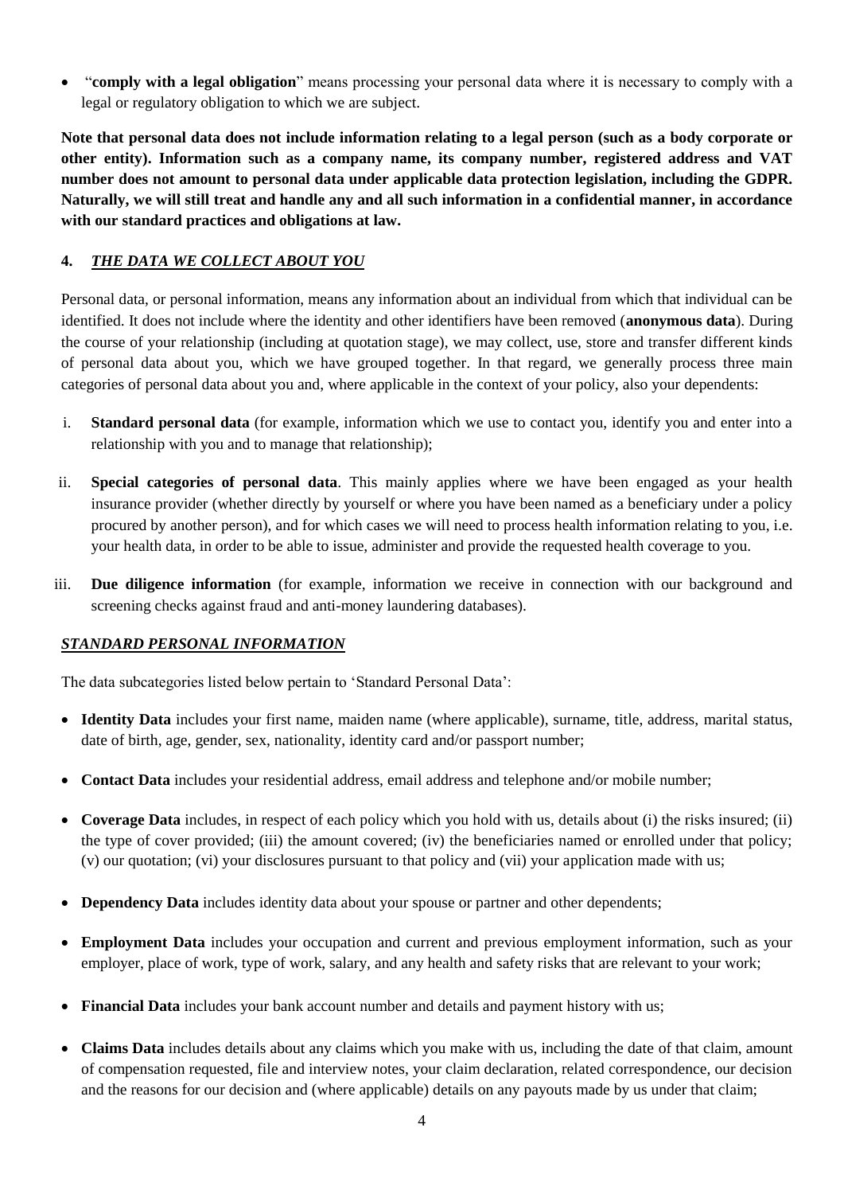- "**comply with a legal obligation**" means processing your personal data where it is necessary to comply with a legal or regulatory obligation to which we are subject.

**Note that personal data does not include information relating to a legal person (such as a body corporate or other entity). Information such as a company name, its company number, registered address and VAT number does not amount to personal data under applicable data protection legislation, including the GDPR. Naturally, we will still treat and handle any and all such information in a confidential manner, in accordance with our standard practices and obligations at law.**

## 4. ***THE DATA WE COLLECT ABOUT YOU***

Personal data, or personal information, means any information about an individual from which that individual can be identified. It does not include where the identity and other identifiers have been removed (**anonymous data**). During the course of your relationship (including at quotation stage), we may collect, use, store and transfer different kinds of personal data about you, which we have grouped together. In that regard, we generally process three main categories of personal data about you and, where applicable in the context of your policy, also your dependents:

i. **Standard personal data** (for example, information which we use to contact you, identify you and enter into a relationship with you and to manage that relationship);

ii. **Special categories of personal data**. This mainly applies where we have been engaged as your health insurance provider (whether directly by yourself or where you have been named as a beneficiary under a policy procured by another person), and for which cases we will need to process health information relating to you, i.e. your health data, in order to be able to issue, administer and provide the requested health coverage to you.

iii. **Due diligence information** (for example, information we receive in connection with our background and screening checks against fraud and anti-money laundering databases).

### ***STANDARD PERSONAL INFORMATION***

The data subcategories listed below pertain to 'Standard Personal Data':

- **Identity Data** includes your first name, maiden name (where applicable), surname, title, address, marital status, date of birth, age, gender, sex, nationality, identity card and/or passport number;
- **Contact Data** includes your residential address, email address and telephone and/or mobile number;
- **Coverage Data** includes, in respect of each policy which you hold with us, details about (i) the risks insured; (ii) the type of cover provided; (iii) the amount covered; (iv) the beneficiaries named or enrolled under that policy; (v) our quotation; (vi) your disclosures pursuant to that policy and (vii) your application made with us;
- **Dependency Data** includes identity data about your spouse or partner and other dependents;
- **Employment Data** includes your occupation and current and previous employment information, such as your employer, place of work, type of work, salary, and any health and safety risks that are relevant to your work;
- **Financial Data** includes your bank account number and details and payment history with us;
- **Claims Data** includes details about any claims which you make with us, including the date of that claim, amount of compensation requested, file and interview notes, your claim declaration, related correspondence, our decision and the reasons for our decision and (where applicable) details on any payouts made by us under that claim;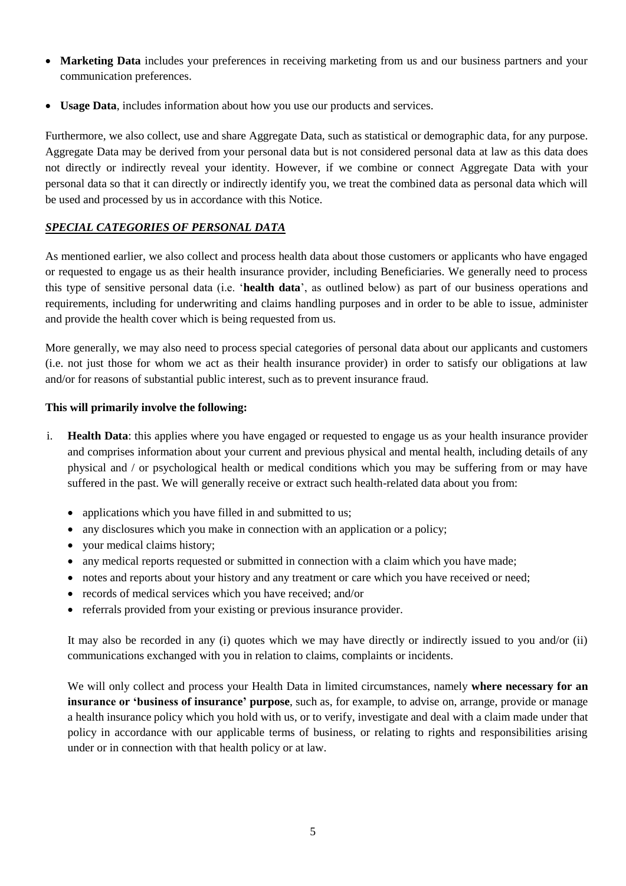- **Marketing Data** includes your preferences in receiving marketing from us and our business partners and your communication preferences.
- **Usage Data**, includes information about how you use our products and services.

Furthermore, we also collect, use and share Aggregate Data, such as statistical or demographic data, for any purpose. Aggregate Data may be derived from your personal data but is not considered personal data at law as this data does not directly or indirectly reveal your identity. However, if we combine or connect Aggregate Data with your personal data so that it can directly or indirectly identify you, we treat the combined data as personal data which will be used and processed by us in accordance with this Notice.

***<u>SPECIAL CATEGORIES OF PERSONAL DATA</u>***

As mentioned earlier, we also collect and process health data about those customers or applicants who have engaged or requested to engage us as their health insurance provider, including Beneficiaries. We generally need to process this type of sensitive personal data (i.e. '**health data**', as outlined below) as part of our business operations and requirements, including for underwriting and claims handling purposes and in order to be able to issue, administer and provide the health cover which is being requested from us.

More generally, we may also need to process special categories of personal data about our applicants and customers (i.e. not just those for whom we act as their health insurance provider) in order to satisfy our obligations at law and/or for reasons of substantial public interest, such as to prevent insurance fraud.

**This will primarily involve the following:**

i. **Health Data**: this applies where you have engaged or requested to engage us as your health insurance provider and comprises information about your current and previous physical and mental health, including details of any physical and / or psychological health or medical conditions which you may be suffering from or may have suffered in the past. We will generally receive or extract such health-related data about you from:

   - applications which you have filled in and submitted to us;
   - any disclosures which you make in connection with an application or a policy;
   - your medical claims history;
   - any medical reports requested or submitted in connection with a claim which you have made;
   - notes and reports about your history and any treatment or care which you have received or need;
   - records of medical services which you have received; and/or
   - referrals provided from your existing or previous insurance provider.

   It may also be recorded in any (i) quotes which we may have directly or indirectly issued to you and/or (ii) communications exchanged with you in relation to claims, complaints or incidents.

   We will only collect and process your Health Data in limited circumstances, namely **where necessary for an insurance or 'business of insurance' purpose**, such as, for example, to advise on, arrange, provide or manage a health insurance policy which you hold with us, or to verify, investigate and deal with a claim made under that policy in accordance with our applicable terms of business, or relating to rights and responsibilities arising under or in connection with that health policy or at law.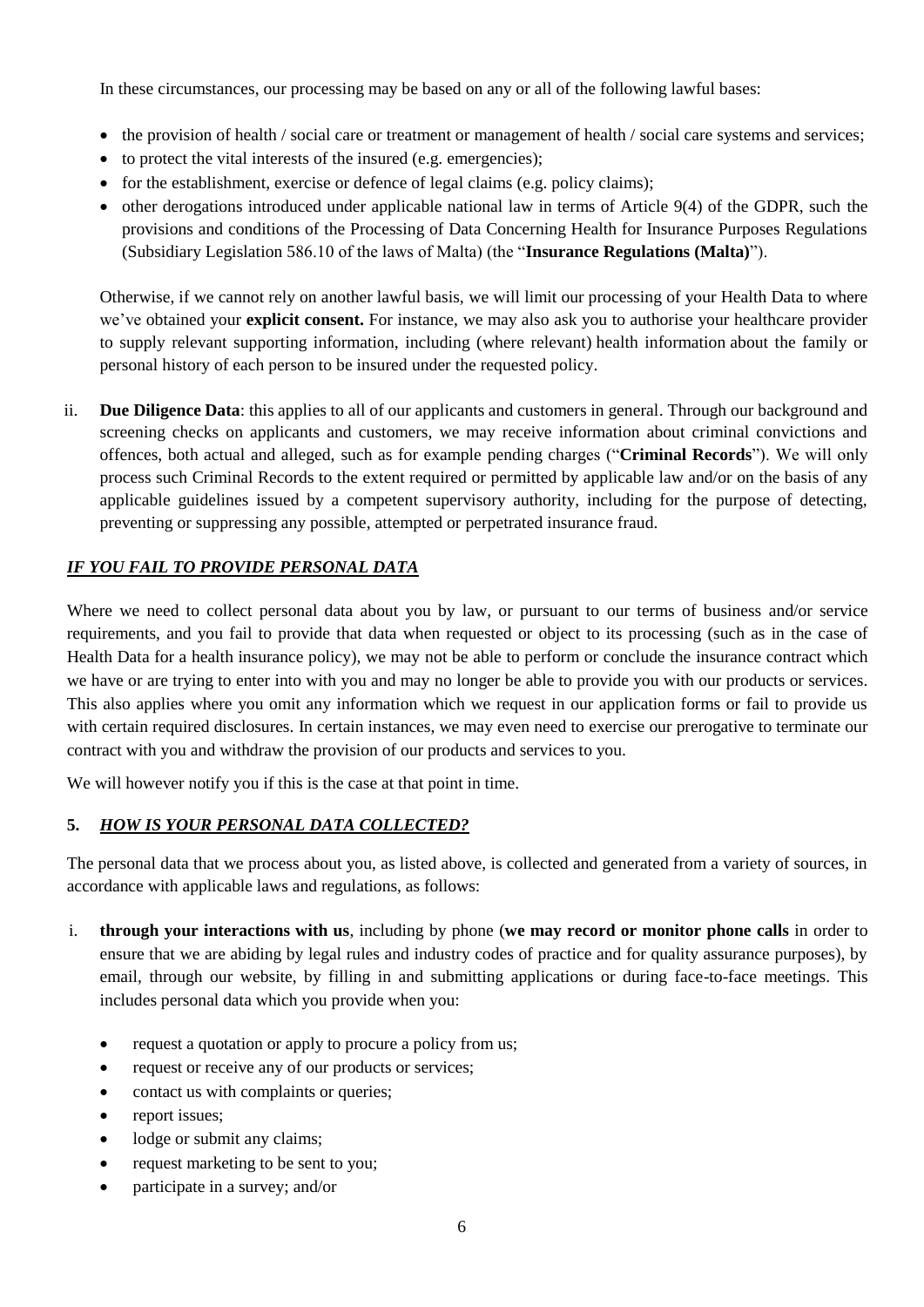In these circumstances, our processing may be based on any or all of the following lawful bases:

- the provision of health / social care or treatment or management of health / social care systems and services;
- to protect the vital interests of the insured (e.g. emergencies);
- for the establishment, exercise or defence of legal claims (e.g. policy claims);
- other derogations introduced under applicable national law in terms of Article 9(4) of the GDPR, such the provisions and conditions of the Processing of Data Concerning Health for Insurance Purposes Regulations (Subsidiary Legislation 586.10 of the laws of Malta) (the "**Insurance Regulations (Malta)**").

Otherwise, if we cannot rely on another lawful basis, we will limit our processing of your Health Data to where we've obtained your **explicit consent.** For instance, we may also ask you to authorise your healthcare provider to supply relevant supporting information, including (where relevant) health information about the family or personal history of each person to be insured under the requested policy.

ii. **Due Diligence Data**: this applies to all of our applicants and customers in general. Through our background and screening checks on applicants and customers, we may receive information about criminal convictions and offences, both actual and alleged, such as for example pending charges ("**Criminal Records**"). We will only process such Criminal Records to the extent required or permitted by applicable law and/or on the basis of any applicable guidelines issued by a competent supervisory authority, including for the purpose of detecting, preventing or suppressing any possible, attempted or perpetrated insurance fraud.

### ***IF YOU FAIL TO PROVIDE PERSONAL DATA***

Where we need to collect personal data about you by law, or pursuant to our terms of business and/or service requirements, and you fail to provide that data when requested or object to its processing (such as in the case of Health Data for a health insurance policy), we may not be able to perform or conclude the insurance contract which we have or are trying to enter into with you and may no longer be able to provide you with our products or services. This also applies where you omit any information which we request in our application forms or fail to provide us with certain required disclosures. In certain instances, we may even need to exercise our prerogative to terminate our contract with you and withdraw the provision of our products and services to you.

We will however notify you if this is the case at that point in time.

## **5. *HOW IS YOUR PERSONAL DATA COLLECTED?***

The personal data that we process about you, as listed above, is collected and generated from a variety of sources, in accordance with applicable laws and regulations, as follows:

i. **through your interactions with us**, including by phone (**we may record or monitor phone calls** in order to ensure that we are abiding by legal rules and industry codes of practice and for quality assurance purposes), by email, through our website, by filling in and submitting applications or during face-to-face meetings. This includes personal data which you provide when you:

   - request a quotation or apply to procure a policy from us;
   - request or receive any of our products or services;
   - contact us with complaints or queries;
   - report issues;
   - lodge or submit any claims;
   - request marketing to be sent to you;
   - participate in a survey; and/or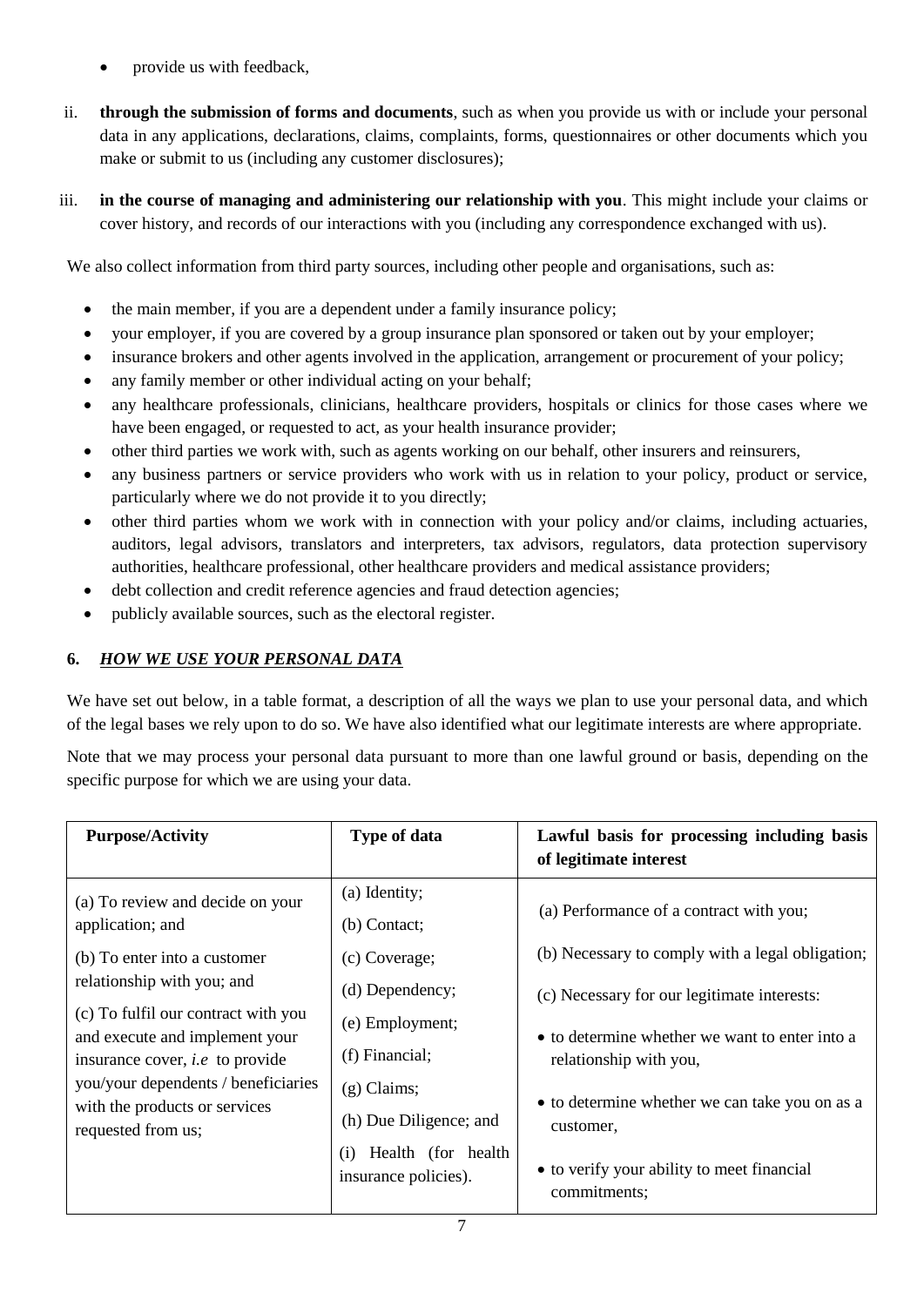- provide us with feedback,

ii. **through the submission of forms and documents**, such as when you provide us with or include your personal data in any applications, declarations, claims, complaints, forms, questionnaires or other documents which you make or submit to us (including any customer disclosures);

iii. **in the course of managing and administering our relationship with you**. This might include your claims or cover history, and records of our interactions with you (including any correspondence exchanged with us).

We also collect information from third party sources, including other people and organisations, such as:

- the main member, if you are a dependent under a family insurance policy;
- your employer, if you are covered by a group insurance plan sponsored or taken out by your employer;
- insurance brokers and other agents involved in the application, arrangement or procurement of your policy;
- any family member or other individual acting on your behalf;
- any healthcare professionals, clinicians, healthcare providers, hospitals or clinics for those cases where we have been engaged, or requested to act, as your health insurance provider;
- other third parties we work with, such as agents working on our behalf, other insurers and reinsurers,
- any business partners or service providers who work with us in relation to your policy, product or service, particularly where we do not provide it to you directly;
- other third parties whom we work with in connection with your policy and/or claims, including actuaries, auditors, legal advisors, translators and interpreters, tax advisors, regulators, data protection supervisory authorities, healthcare professional, other healthcare providers and medical assistance providers;
- debt collection and credit reference agencies and fraud detection agencies;
- publicly available sources, such as the electoral register.

## 6. *HOW WE USE YOUR PERSONAL DATA*

We have set out below, in a table format, a description of all the ways we plan to use your personal data, and which of the legal bases we rely upon to do so. We have also identified what our legitimate interests are where appropriate.

Note that we may process your personal data pursuant to more than one lawful ground or basis, depending on the specific purpose for which we are using your data.

| Purpose/Activity | Type of data | Lawful basis for processing including basis of legitimate interest |
|---|---|---|
| (a) To review and decide on your application; and<br><br>(b) To enter into a customer relationship with you; and<br><br>(c) To fulfil our contract with you and execute and implement your insurance cover, *i.e* to provide you/your dependents / beneficiaries with the products or services requested from us; | (a) Identity;<br>(b) Contact;<br>(c) Coverage;<br>(d) Dependency;<br>(e) Employment;<br>(f) Financial;<br>(g) Claims;<br>(h) Due Diligence; and<br>(i) Health (for health insurance policies). | (a) Performance of a contract with you;<br><br>(b) Necessary to comply with a legal obligation;<br><br>(c) Necessary for our legitimate interests:<br><br>• to determine whether we want to enter into a relationship with you,<br><br>• to determine whether we can take you on as a customer,<br><br>• to verify your ability to meet financial commitments; |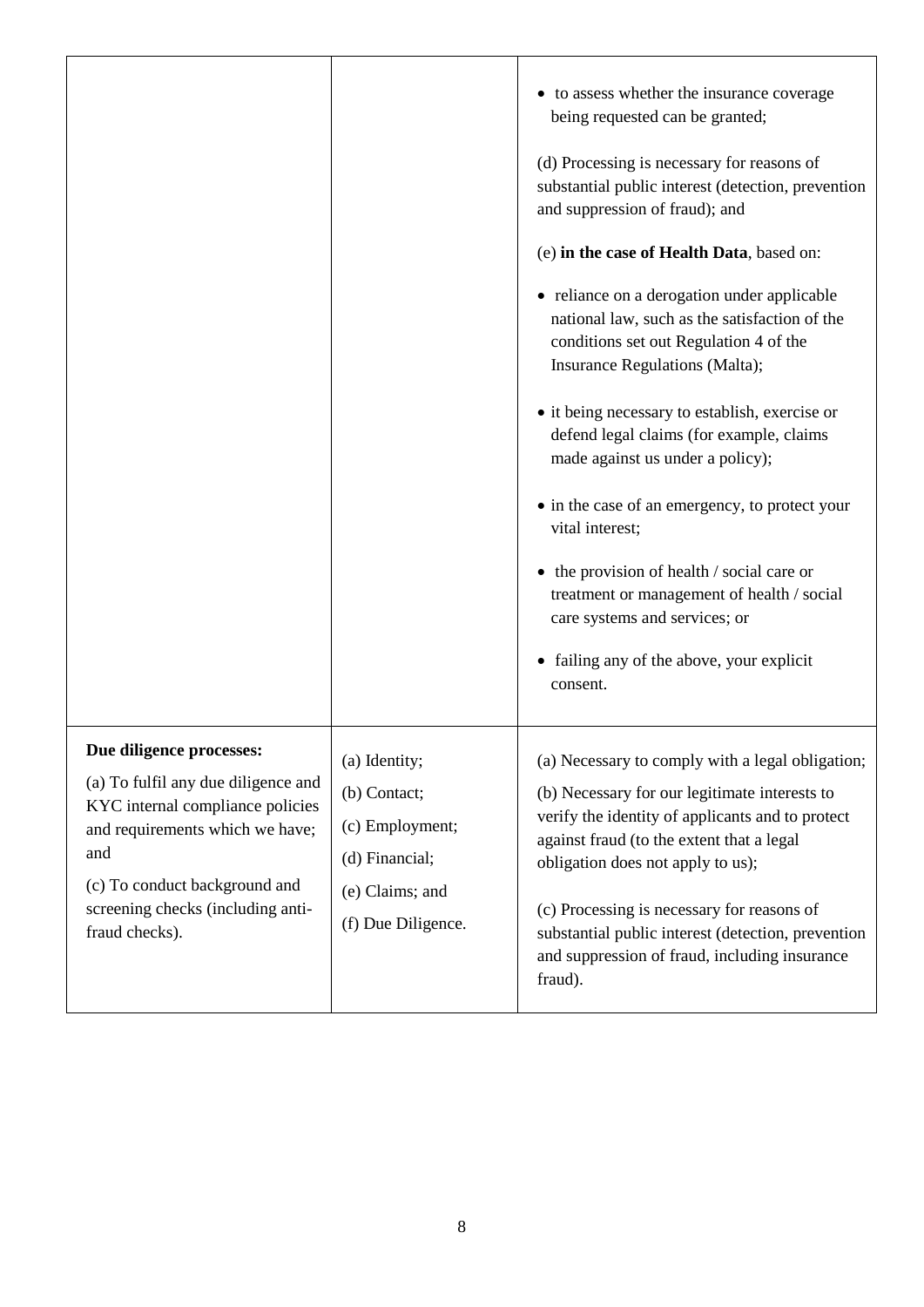| | | |
|---|---|---|
| | | • to assess whether the insurance coverage being requested can be granted;<br><br>(d) Processing is necessary for reasons of substantial public interest (detection, prevention and suppression of fraud); and<br><br>(e) **in the case of Health Data**, based on:<br><br>• reliance on a derogation under applicable national law, such as the satisfaction of the conditions set out Regulation 4 of the Insurance Regulations (Malta);<br><br>• it being necessary to establish, exercise or defend legal claims (for example, claims made against us under a policy);<br><br>• in the case of an emergency, to protect your vital interest;<br><br>• the provision of health / social care or treatment or management of health / social care systems and services; or<br><br>• failing any of the above, your explicit consent. |
| **Due diligence processes:**<br><br>(a) To fulfil any due diligence and KYC internal compliance policies and requirements which we have; and<br><br>(c) To conduct background and screening checks (including anti-fraud checks). | (a) Identity;<br><br>(b) Contact;<br><br>(c) Employment;<br><br>(d) Financial;<br><br>(e) Claims; and<br><br>(f) Due Diligence. | (a) Necessary to comply with a legal obligation;<br><br>(b) Necessary for our legitimate interests to verify the identity of applicants and to protect against fraud (to the extent that a legal obligation does not apply to us);<br><br>(c) Processing is necessary for reasons of substantial public interest (detection, prevention and suppression of fraud, including insurance fraud). |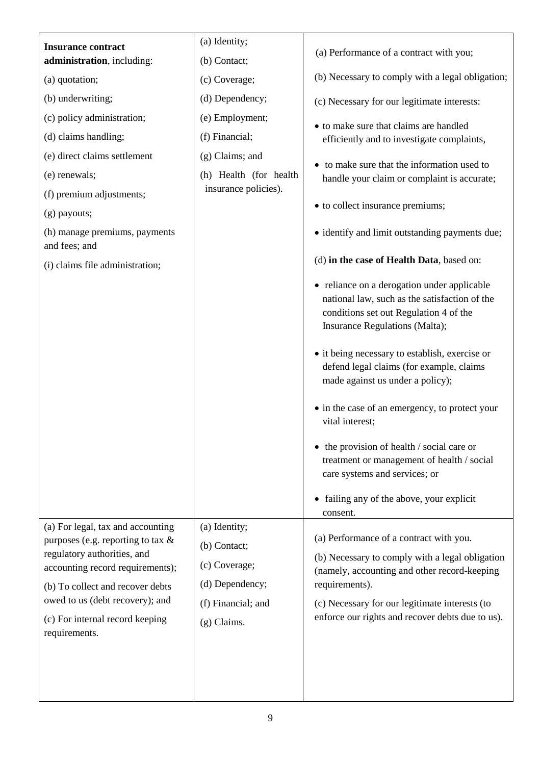| | | |
|---|---|---|
| **Insurance contract administration**, including:<br>(a) quotation;<br>(b) underwriting;<br>(c) policy administration;<br>(d) claims handling;<br>(e) direct claims settlement<br>(e) renewals;<br>(f) premium adjustments;<br>(g) payouts;<br>(h) manage premiums, payments and fees; and<br>(i) claims file administration; | (a) Identity;<br>(b) Contact;<br>(c) Coverage;<br>(d) Dependency;<br>(e) Employment;<br>(f) Financial;<br>(g) Claims; and<br>(h) Health (for health insurance policies). | (a) Performance of a contract with you;<br>(b) Necessary to comply with a legal obligation;<br>(c) Necessary for our legitimate interests:<br>• to make sure that claims are handled efficiently and to investigate complaints,<br>• to make sure that the information used to handle your claim or complaint is accurate;<br>• to collect insurance premiums;<br>• identify and limit outstanding payments due;<br>(d) **in the case of Health Data**, based on:<br>• reliance on a derogation under applicable national law, such as the satisfaction of the conditions set out Regulation 4 of the Insurance Regulations (Malta);<br>• it being necessary to establish, exercise or defend legal claims (for example, claims made against us under a policy);<br>• in the case of an emergency, to protect your vital interest;<br>• the provision of health / social care or treatment or management of health / social care systems and services; or<br>• failing any of the above, your explicit consent. |
| (a) For legal, tax and accounting purposes (e.g. reporting to tax & regulatory authorities, and accounting record requirements);<br>(b) To collect and recover debts owed to us (debt recovery); and<br>(c) For internal record keeping requirements. | (a) Identity;<br>(b) Contact;<br>(c) Coverage;<br>(d) Dependency;<br>(f) Financial; and<br>(g) Claims. | (a) Performance of a contract with you.<br>(b) Necessary to comply with a legal obligation (namely, accounting and other record-keeping requirements).<br>(c) Necessary for our legitimate interests (to enforce our rights and recover debts due to us). |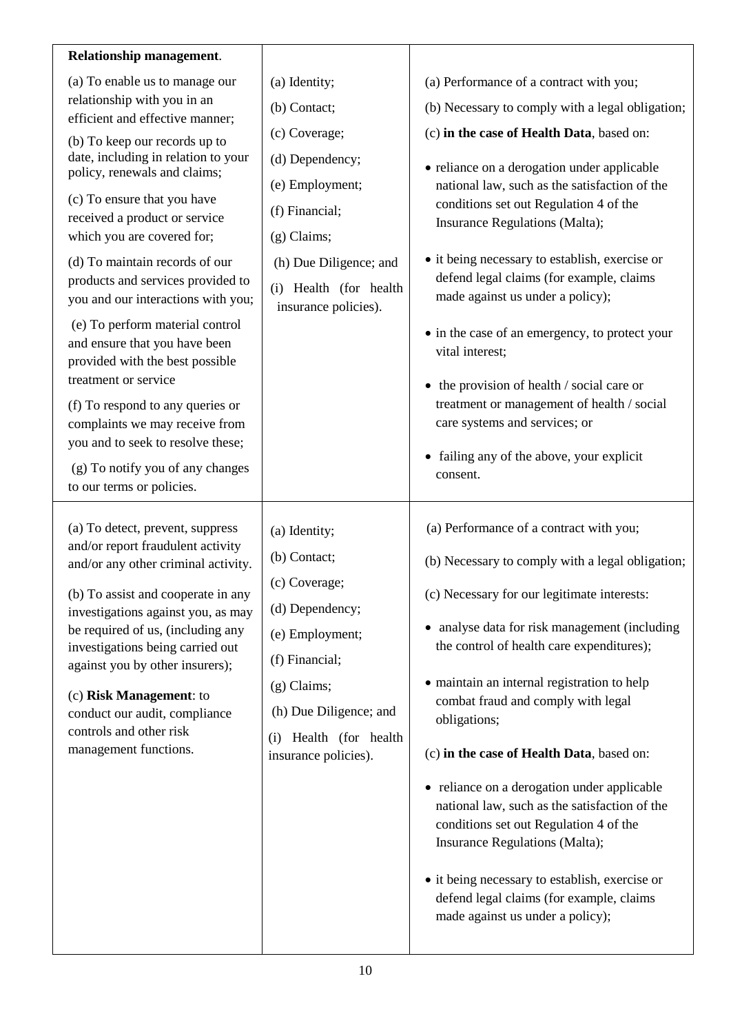| | | |
|---|---|---|
| **Relationship management**.<br><br>(a) To enable us to manage our relationship with you in an efficient and effective manner;<br><br>(b) To keep our records up to date, including in relation to your policy, renewals and claims;<br><br>(c) To ensure that you have received a product or service which you are covered for;<br><br>(d) To maintain records of our products and services provided to you and our interactions with you;<br><br>(e) To perform material control and ensure that you have been provided with the best possible treatment or service<br><br>(f) To respond to any queries or complaints we may receive from you and to seek to resolve these;<br><br>(g) To notify you of any changes to our terms or policies. | (a) Identity;<br><br>(b) Contact;<br><br>(c) Coverage;<br><br>(d) Dependency;<br><br>(e) Employment;<br><br>(f) Financial;<br><br>(g) Claims;<br><br>(h) Due Diligence; and<br><br>(i) Health (for health insurance policies). | (a) Performance of a contract with you;<br><br>(b) Necessary to comply with a legal obligation;<br><br>(c) **in the case of Health Data**, based on:<br><br>• reliance on a derogation under applicable national law, such as the satisfaction of the conditions set out Regulation 4 of the Insurance Regulations (Malta);<br><br>• it being necessary to establish, exercise or defend legal claims (for example, claims made against us under a policy);<br><br>• in the case of an emergency, to protect your vital interest;<br><br>• the provision of health / social care or treatment or management of health / social care systems and services; or<br><br>• failing any of the above, your explicit consent. |
| (a) To detect, prevent, suppress and/or report fraudulent activity and/or any other criminal activity.<br><br>(b) To assist and cooperate in any investigations against you, as may be required of us, (including any investigations being carried out against you by other insurers);<br><br>(c) **Risk Management**: to conduct our audit, compliance controls and other risk management functions. | (a) Identity;<br><br>(b) Contact;<br><br>(c) Coverage;<br><br>(d) Dependency;<br><br>(e) Employment;<br><br>(f) Financial;<br><br>(g) Claims;<br><br>(h) Due Diligence; and<br><br>(i) Health (for health insurance policies). | (a) Performance of a contract with you;<br><br>(b) Necessary to comply with a legal obligation;<br><br>(c) Necessary for our legitimate interests:<br><br>• analyse data for risk management (including the control of health care expenditures);<br><br>• maintain an internal registration to help combat fraud and comply with legal obligations;<br><br>(c) **in the case of Health Data**, based on:<br><br>• reliance on a derogation under applicable national law, such as the satisfaction of the conditions set out Regulation 4 of the Insurance Regulations (Malta);<br><br>• it being necessary to establish, exercise or defend legal claims (for example, claims made against us under a policy); |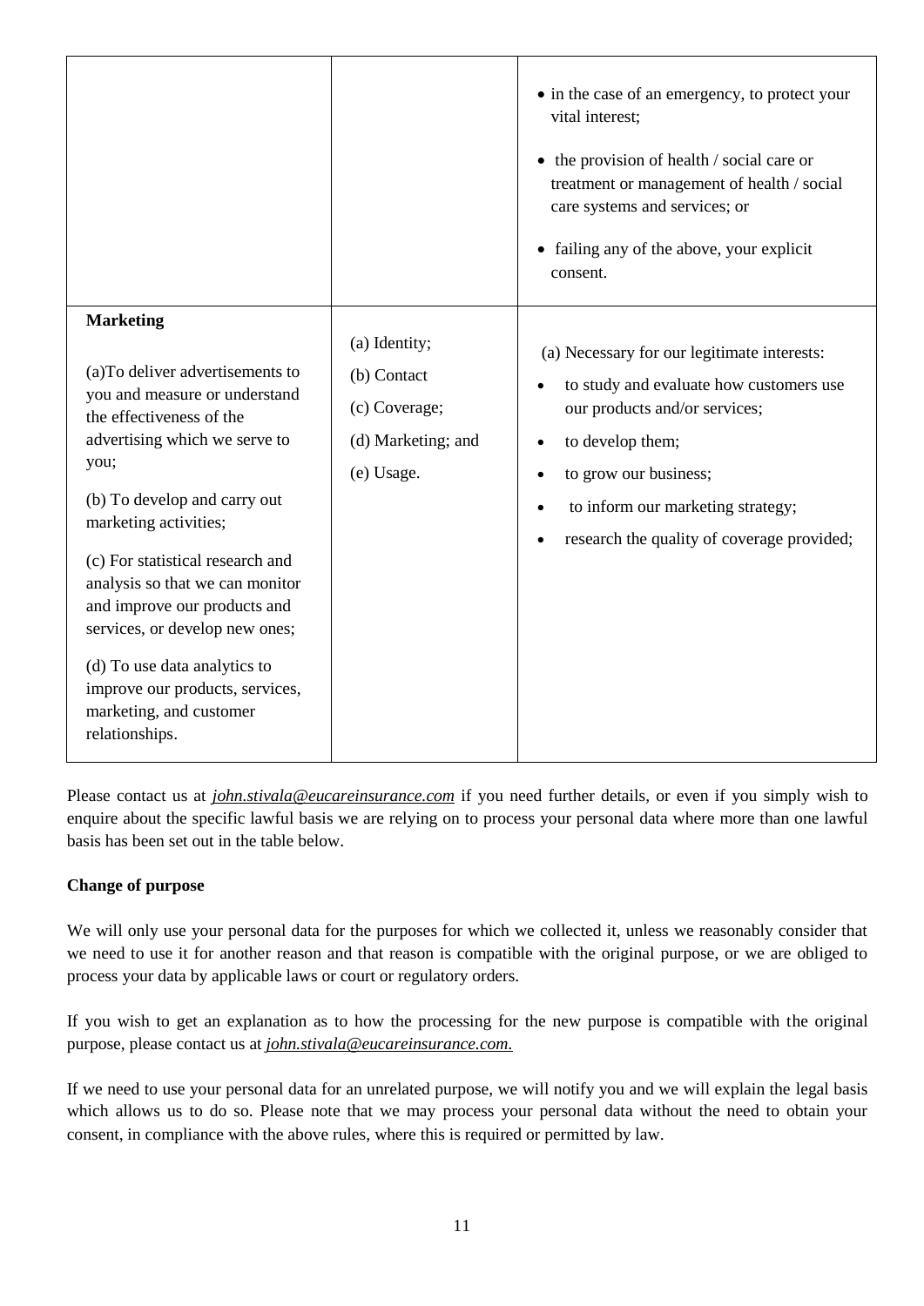| | | |
|---|---|---|
| | | • in the case of an emergency, to protect your vital interest;<br><br>• the provision of health / social care or treatment or management of health / social care systems and services; or<br><br>• failing any of the above, your explicit consent. |
| **Marketing**<br><br>(a)To deliver advertisements to you and measure or understand the effectiveness of the advertising which we serve to you;<br><br>(b) To develop and carry out marketing activities;<br><br>(c) For statistical research and analysis so that we can monitor and improve our products and services, or develop new ones;<br><br>(d) To use data analytics to improve our products, services, marketing, and customer relationships. | (a) Identity;<br><br>(b) Contact<br><br>(c) Coverage;<br><br>(d) Marketing; and<br><br>(e) Usage. | (a) Necessary for our legitimate interests:<br><br>• to study and evaluate how customers use our products and/or services;<br><br>• to develop them;<br><br>• to grow our business;<br><br>• to inform our marketing strategy;<br><br>• research the quality of coverage provided; |

Please contact us at *john.stivala@eucareinsurance.com* if you need further details, or even if you simply wish to enquire about the specific lawful basis we are relying on to process your personal data where more than one lawful basis has been set out in the table below.

**Change of purpose**

We will only use your personal data for the purposes for which we collected it, unless we reasonably consider that we need to use it for another reason and that reason is compatible with the original purpose, or we are obliged to process your data by applicable laws or court or regulatory orders.

If you wish to get an explanation as to how the processing for the new purpose is compatible with the original purpose, please contact us at *john.stivala@eucareinsurance.com.*

If we need to use your personal data for an unrelated purpose, we will notify you and we will explain the legal basis which allows us to do so. Please note that we may process your personal data without the need to obtain your consent, in compliance with the above rules, where this is required or permitted by law.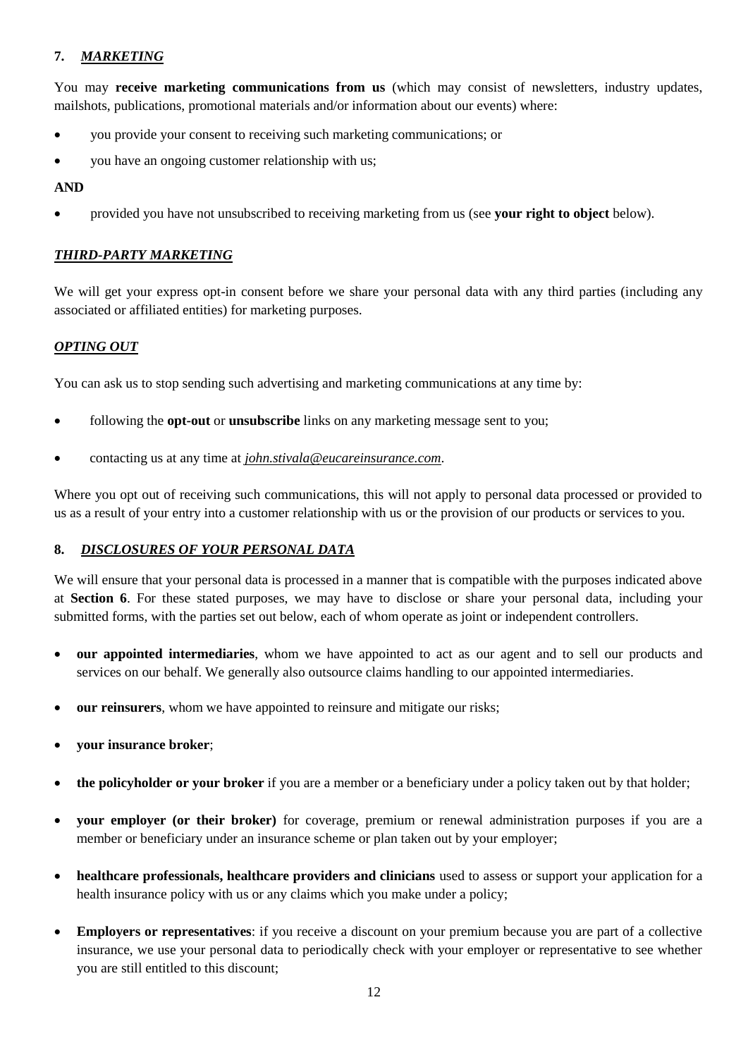## 7. *MARKETING*

You may **receive marketing communications from us** (which may consist of newsletters, industry updates, mailshots, publications, promotional materials and/or information about our events) where:

- you provide your consent to receiving such marketing communications; or
- you have an ongoing customer relationship with us;

**AND**

- provided you have not unsubscribed to receiving marketing from us (see **your right to object** below).

### *THIRD-PARTY MARKETING*

We will get your express opt-in consent before we share your personal data with any third parties (including any associated or affiliated entities) for marketing purposes.

### *OPTING OUT*

You can ask us to stop sending such advertising and marketing communications at any time by:

- following the **opt-out** or **unsubscribe** links on any marketing message sent to you;
- contacting us at any time at *john.stivala@eucareinsurance.com*.

Where you opt out of receiving such communications, this will not apply to personal data processed or provided to us as a result of your entry into a customer relationship with us or the provision of our products or services to you.

## 8. *DISCLOSURES OF YOUR PERSONAL DATA*

We will ensure that your personal data is processed in a manner that is compatible with the purposes indicated above at **Section 6**. For these stated purposes, we may have to disclose or share your personal data, including your submitted forms, with the parties set out below, each of whom operate as joint or independent controllers.

- **our appointed intermediaries**, whom we have appointed to act as our agent and to sell our products and services on our behalf. We generally also outsource claims handling to our appointed intermediaries.
- **our reinsurers**, whom we have appointed to reinsure and mitigate our risks;
- **your insurance broker**;
- **the policyholder or your broker** if you are a member or a beneficiary under a policy taken out by that holder;
- **your employer (or their broker)** for coverage, premium or renewal administration purposes if you are a member or beneficiary under an insurance scheme or plan taken out by your employer;
- **healthcare professionals, healthcare providers and clinicians** used to assess or support your application for a health insurance policy with us or any claims which you make under a policy;
- **Employers or representatives**: if you receive a discount on your premium because you are part of a collective insurance, we use your personal data to periodically check with your employer or representative to see whether you are still entitled to this discount;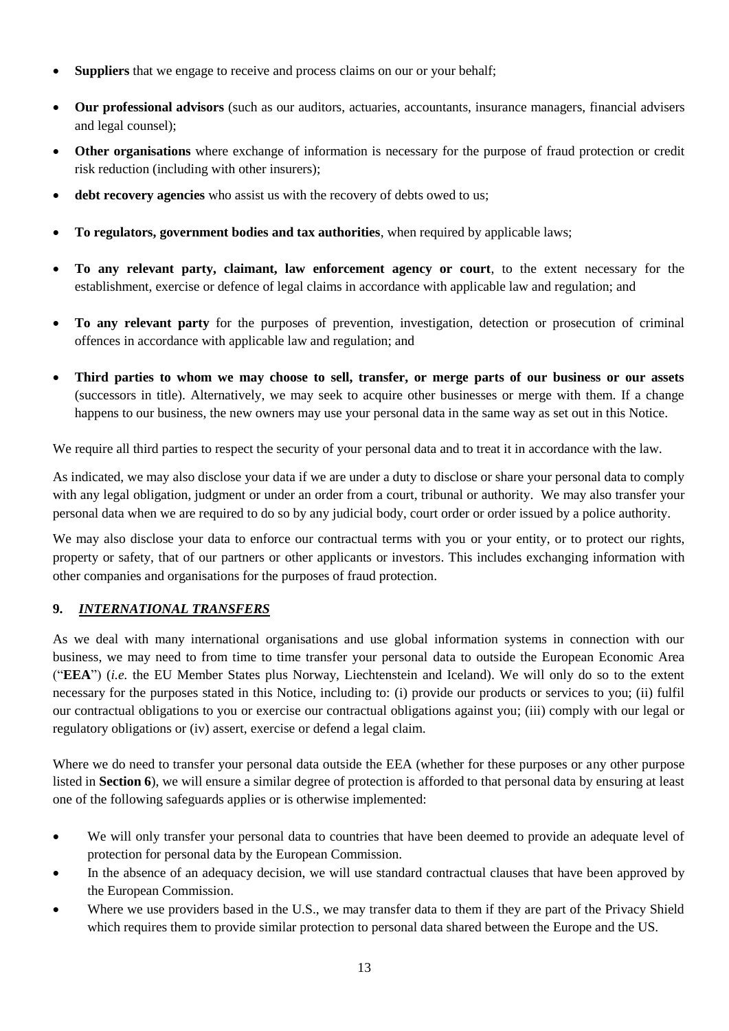- **Suppliers** that we engage to receive and process claims on our or your behalf;
- **Our professional advisors** (such as our auditors, actuaries, accountants, insurance managers, financial advisers and legal counsel);
- **Other organisations** where exchange of information is necessary for the purpose of fraud protection or credit risk reduction (including with other insurers);
- **debt recovery agencies** who assist us with the recovery of debts owed to us;
- **To regulators, government bodies and tax authorities**, when required by applicable laws;
- **To any relevant party, claimant, law enforcement agency or court**, to the extent necessary for the establishment, exercise or defence of legal claims in accordance with applicable law and regulation; and
- **To any relevant party** for the purposes of prevention, investigation, detection or prosecution of criminal offences in accordance with applicable law and regulation; and
- **Third parties to whom we may choose to sell, transfer, or merge parts of our business or our assets** (successors in title). Alternatively, we may seek to acquire other businesses or merge with them. If a change happens to our business, the new owners may use your personal data in the same way as set out in this Notice.

We require all third parties to respect the security of your personal data and to treat it in accordance with the law.

As indicated, we may also disclose your data if we are under a duty to disclose or share your personal data to comply with any legal obligation, judgment or under an order from a court, tribunal or authority. We may also transfer your personal data when we are required to do so by any judicial body, court order or order issued by a police authority.

We may also disclose your data to enforce our contractual terms with you or your entity, or to protect our rights, property or safety, that of our partners or other applicants or investors. This includes exchanging information with other companies and organisations for the purposes of fraud protection.

## 9. *INTERNATIONAL TRANSFERS*

As we deal with many international organisations and use global information systems in connection with our business, we may need to from time to time transfer your personal data to outside the European Economic Area ("**EEA**") (*i.e.* the EU Member States plus Norway, Liechtenstein and Iceland). We will only do so to the extent necessary for the purposes stated in this Notice, including to: (i) provide our products or services to you; (ii) fulfil our contractual obligations to you or exercise our contractual obligations against you; (iii) comply with our legal or regulatory obligations or (iv) assert, exercise or defend a legal claim.

Where we do need to transfer your personal data outside the EEA (whether for these purposes or any other purpose listed in **Section 6**), we will ensure a similar degree of protection is afforded to that personal data by ensuring at least one of the following safeguards applies or is otherwise implemented:

- We will only transfer your personal data to countries that have been deemed to provide an adequate level of protection for personal data by the European Commission.
- In the absence of an adequacy decision, we will use standard contractual clauses that have been approved by the European Commission.
- Where we use providers based in the U.S., we may transfer data to them if they are part of the Privacy Shield which requires them to provide similar protection to personal data shared between the Europe and the US.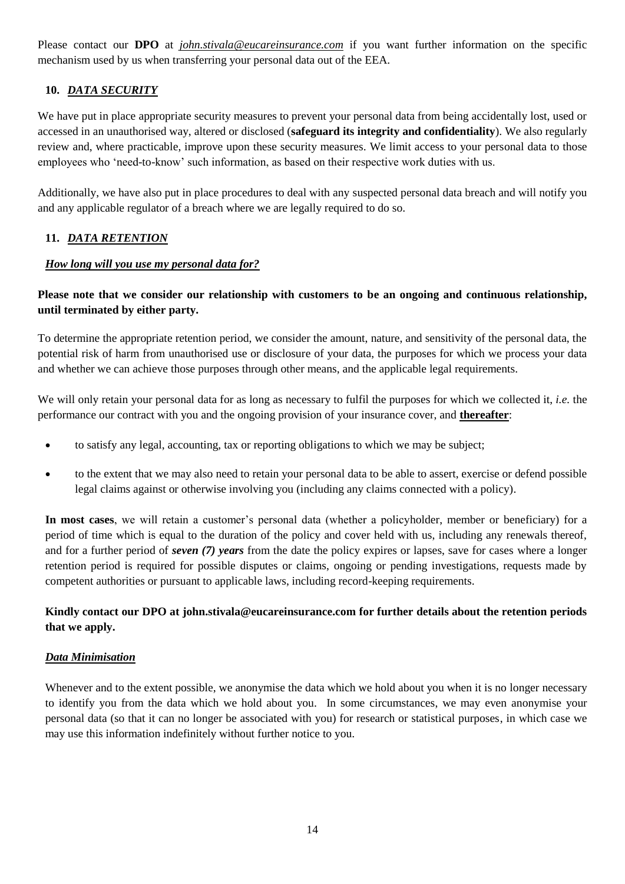Please contact our **DPO** at *john.stivala@eucareinsurance.com* if you want further information on the specific mechanism used by us when transferring your personal data out of the EEA.

## 10. *DATA SECURITY*

We have put in place appropriate security measures to prevent your personal data from being accidentally lost, used or accessed in an unauthorised way, altered or disclosed (**safeguard its integrity and confidentiality**). We also regularly review and, where practicable, improve upon these security measures. We limit access to your personal data to those employees who 'need-to-know' such information, as based on their respective work duties with us.

Additionally, we have also put in place procedures to deal with any suspected personal data breach and will notify you and any applicable regulator of a breach where we are legally required to do so.

## 11. *DATA RETENTION*

### *How long will you use my personal data for?*

**Please note that we consider our relationship with customers to be an ongoing and continuous relationship, until terminated by either party.**

To determine the appropriate retention period, we consider the amount, nature, and sensitivity of the personal data, the potential risk of harm from unauthorised use or disclosure of your data, the purposes for which we process your data and whether we can achieve those purposes through other means, and the applicable legal requirements.

We will only retain your personal data for as long as necessary to fulfil the purposes for which we collected it, *i.e.* the performance our contract with you and the ongoing provision of your insurance cover, and **thereafter**:

- to satisfy any legal, accounting, tax or reporting obligations to which we may be subject;
- to the extent that we may also need to retain your personal data to be able to assert, exercise or defend possible legal claims against or otherwise involving you (including any claims connected with a policy).

**In most cases**, we will retain a customer's personal data (whether a policyholder, member or beneficiary) for a period of time which is equal to the duration of the policy and cover held with us, including any renewals thereof, and for a further period of ***seven (7) years*** from the date the policy expires or lapses, save for cases where a longer retention period is required for possible disputes or claims, ongoing or pending investigations, requests made by competent authorities or pursuant to applicable laws, including record-keeping requirements.

**Kindly contact our DPO at john.stivala@eucareinsurance.com for further details about the retention periods that we apply.**

### *Data Minimisation*

Whenever and to the extent possible, we anonymise the data which we hold about you when it is no longer necessary to identify you from the data which we hold about you. In some circumstances, we may even anonymise your personal data (so that it can no longer be associated with you) for research or statistical purposes, in which case we may use this information indefinitely without further notice to you.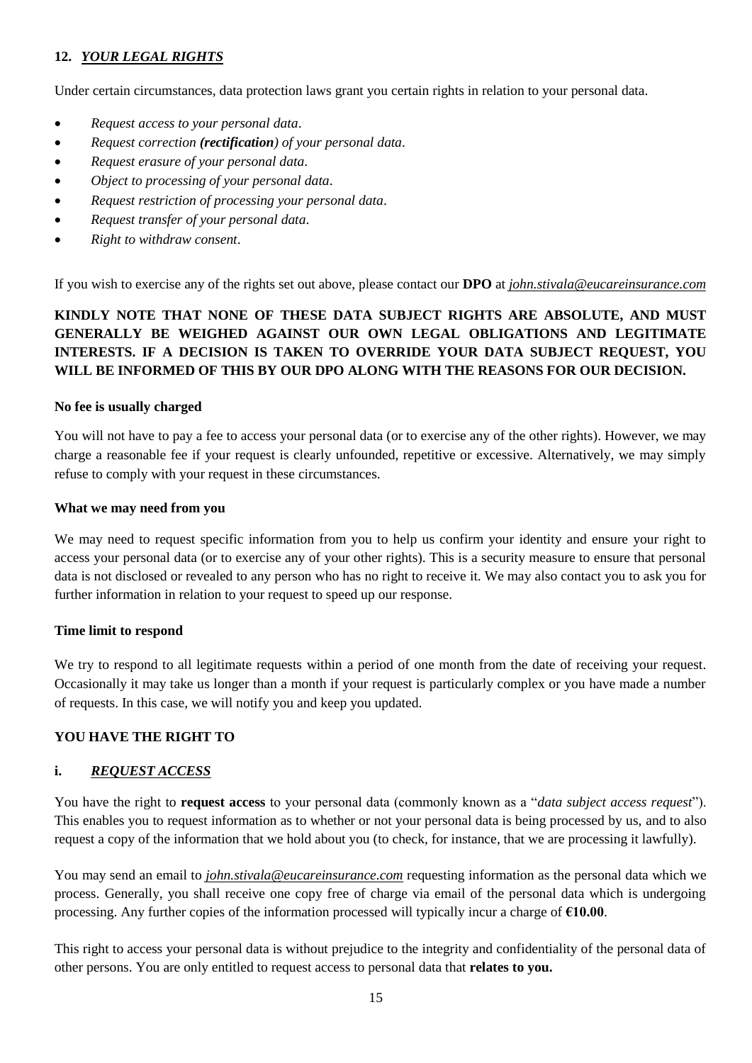## 12. *YOUR LEGAL RIGHTS*

Under certain circumstances, data protection laws grant you certain rights in relation to your personal data.

- *Request access to your personal data*.
- *Request correction **(rectification)** of your personal data*.
- *Request erasure of your personal data*.
- *Object to processing of your personal data*.
- *Request restriction of processing your personal data*.
- *Request transfer of your personal data*.
- *Right to withdraw consent*.

If you wish to exercise any of the rights set out above, please contact our **DPO** at *john.stivala@eucareinsurance.com*

**KINDLY NOTE THAT NONE OF THESE DATA SUBJECT RIGHTS ARE ABSOLUTE, AND MUST GENERALLY BE WEIGHED AGAINST OUR OWN LEGAL OBLIGATIONS AND LEGITIMATE INTERESTS. IF A DECISION IS TAKEN TO OVERRIDE YOUR DATA SUBJECT REQUEST, YOU WILL BE INFORMED OF THIS BY OUR DPO ALONG WITH THE REASONS FOR OUR DECISION.**

**No fee is usually charged**

You will not have to pay a fee to access your personal data (or to exercise any of the other rights). However, we may charge a reasonable fee if your request is clearly unfounded, repetitive or excessive. Alternatively, we may simply refuse to comply with your request in these circumstances.

**What we may need from you**

We may need to request specific information from you to help us confirm your identity and ensure your right to access your personal data (or to exercise any of your other rights). This is a security measure to ensure that personal data is not disclosed or revealed to any person who has no right to receive it. We may also contact you to ask you for further information in relation to your request to speed up our response.

**Time limit to respond**

We try to respond to all legitimate requests within a period of one month from the date of receiving your request. Occasionally it may take us longer than a month if your request is particularly complex or you have made a number of requests. In this case, we will notify you and keep you updated.

**YOU HAVE THE RIGHT TO**

### i. *REQUEST ACCESS*

You have the right to **request access** to your personal data (commonly known as a "*data subject access request*"). This enables you to request information as to whether or not your personal data is being processed by us, and to also request a copy of the information that we hold about you (to check, for instance, that we are processing it lawfully).

You may send an email to *john.stivala@eucareinsurance.com* requesting information as the personal data which we process. Generally, you shall receive one copy free of charge via email of the personal data which is undergoing processing. Any further copies of the information processed will typically incur a charge of **€10.00**.

This right to access your personal data is without prejudice to the integrity and confidentiality of the personal data of other persons. You are only entitled to request access to personal data that **relates to you.**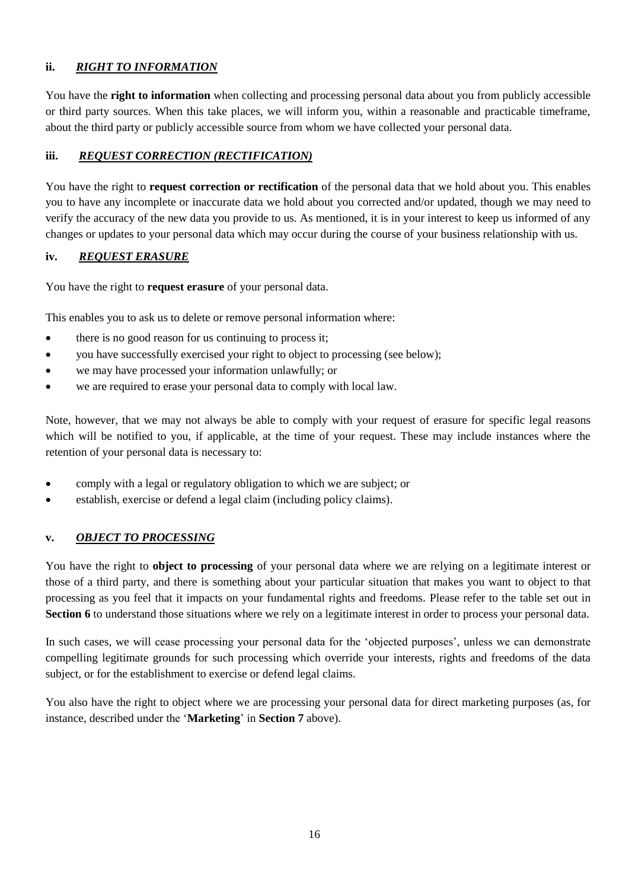### ii. ***RIGHT TO INFORMATION***

You have the **right to information** when collecting and processing personal data about you from publicly accessible or third party sources. When this take places, we will inform you, within a reasonable and practicable timeframe, about the third party or publicly accessible source from whom we have collected your personal data.

### iii. ***REQUEST CORRECTION (RECTIFICATION)***

You have the right to **request correction or rectification** of the personal data that we hold about you. This enables you to have any incomplete or inaccurate data we hold about you corrected and/or updated, though we may need to verify the accuracy of the new data you provide to us. As mentioned, it is in your interest to keep us informed of any changes or updates to your personal data which may occur during the course of your business relationship with us.

### iv. ***REQUEST ERASURE***

You have the right to **request erasure** of your personal data.

This enables you to ask us to delete or remove personal information where:

- there is no good reason for us continuing to process it;
- you have successfully exercised your right to object to processing (see below);
- we may have processed your information unlawfully; or
- we are required to erase your personal data to comply with local law.

Note, however, that we may not always be able to comply with your request of erasure for specific legal reasons which will be notified to you, if applicable, at the time of your request. These may include instances where the retention of your personal data is necessary to:

- comply with a legal or regulatory obligation to which we are subject; or
- establish, exercise or defend a legal claim (including policy claims).

### v. ***OBJECT TO PROCESSING***

You have the right to **object to processing** of your personal data where we are relying on a legitimate interest or those of a third party, and there is something about your particular situation that makes you want to object to that processing as you feel that it impacts on your fundamental rights and freedoms. Please refer to the table set out in **Section 6** to understand those situations where we rely on a legitimate interest in order to process your personal data.

In such cases, we will cease processing your personal data for the 'objected purposes', unless we can demonstrate compelling legitimate grounds for such processing which override your interests, rights and freedoms of the data subject, or for the establishment to exercise or defend legal claims.

You also have the right to object where we are processing your personal data for direct marketing purposes (as, for instance, described under the '**Marketing**' in **Section 7** above).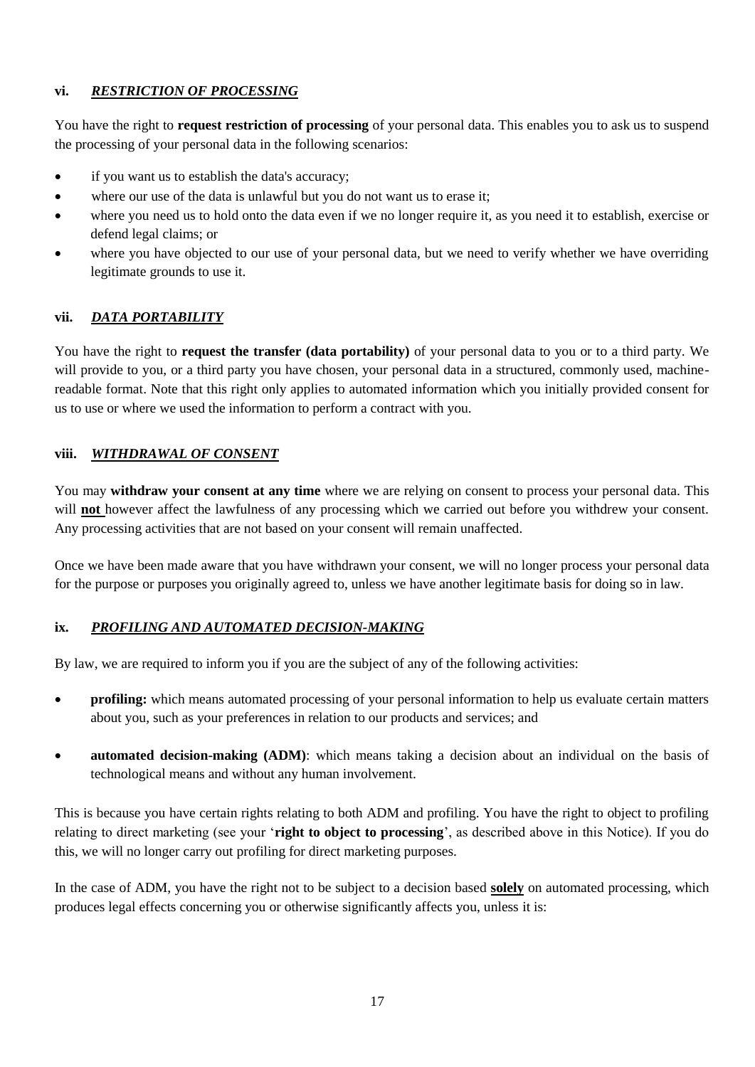### vi. ***RESTRICTION OF PROCESSING***

You have the right to **request restriction of processing** of your personal data. This enables you to ask us to suspend the processing of your personal data in the following scenarios:

- if you want us to establish the data's accuracy;
- where our use of the data is unlawful but you do not want us to erase it;
- where you need us to hold onto the data even if we no longer require it, as you need it to establish, exercise or defend legal claims; or
- where you have objected to our use of your personal data, but we need to verify whether we have overriding legitimate grounds to use it.

### vii. ***DATA PORTABILITY***

You have the right to **request the transfer (data portability)** of your personal data to you or to a third party. We will provide to you, or a third party you have chosen, your personal data in a structured, commonly used, machine-readable format. Note that this right only applies to automated information which you initially provided consent for us to use or where we used the information to perform a contract with you.

### viii. ***WITHDRAWAL OF CONSENT***

You may **withdraw your consent at any time** where we are relying on consent to process your personal data. This will <u>**not**</u> however affect the lawfulness of any processing which we carried out before you withdrew your consent. Any processing activities that are not based on your consent will remain unaffected.

Once we have been made aware that you have withdrawn your consent, we will no longer process your personal data for the purpose or purposes you originally agreed to, unless we have another legitimate basis for doing so in law.

### ix. ***PROFILING AND AUTOMATED DECISION-MAKING***

By law, we are required to inform you if you are the subject of any of the following activities:

- **profiling:** which means automated processing of your personal information to help us evaluate certain matters about you, such as your preferences in relation to our products and services; and

- **automated decision-making (ADM)**: which means taking a decision about an individual on the basis of technological means and without any human involvement.

This is because you have certain rights relating to both ADM and profiling. You have the right to object to profiling relating to direct marketing (see your '**right to object to processing**', as described above in this Notice). If you do this, we will no longer carry out profiling for direct marketing purposes.

In the case of ADM, you have the right not to be subject to a decision based <u>**solely**</u> on automated processing, which produces legal effects concerning you or otherwise significantly affects you, unless it is: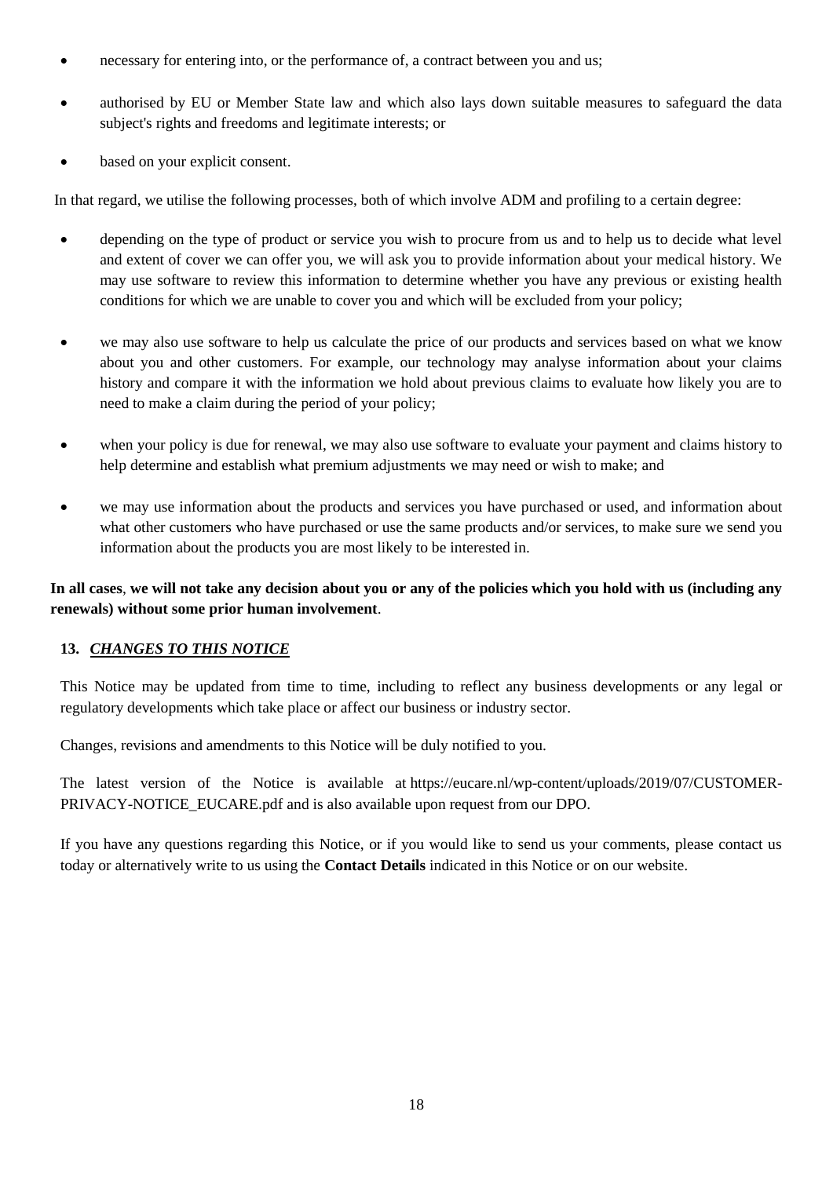- necessary for entering into, or the performance of, a contract between you and us;
- authorised by EU or Member State law and which also lays down suitable measures to safeguard the data subject's rights and freedoms and legitimate interests; or
- based on your explicit consent.

In that regard, we utilise the following processes, both of which involve ADM and profiling to a certain degree:

- depending on the type of product or service you wish to procure from us and to help us to decide what level and extent of cover we can offer you, we will ask you to provide information about your medical history. We may use software to review this information to determine whether you have any previous or existing health conditions for which we are unable to cover you and which will be excluded from your policy;
- we may also use software to help us calculate the price of our products and services based on what we know about you and other customers. For example, our technology may analyse information about your claims history and compare it with the information we hold about previous claims to evaluate how likely you are to need to make a claim during the period of your policy;
- when your policy is due for renewal, we may also use software to evaluate your payment and claims history to help determine and establish what premium adjustments we may need or wish to make; and
- we may use information about the products and services you have purchased or used, and information about what other customers who have purchased or use the same products and/or services, to make sure we send you information about the products you are most likely to be interested in.

**In all cases**, **we will not take any decision about you or any of the policies which you hold with us (including any renewals) without some prior human involvement**.

## 13. *CHANGES TO THIS NOTICE*

This Notice may be updated from time to time, including to reflect any business developments or any legal or regulatory developments which take place or affect our business or industry sector.

Changes, revisions and amendments to this Notice will be duly notified to you.

The latest version of the Notice is available at https://eucare.nl/wp-content/uploads/2019/07/CUSTOMER-PRIVACY-NOTICE_EUCARE.pdf and is also available upon request from our DPO.

If you have any questions regarding this Notice, or if you would like to send us your comments, please contact us today or alternatively write to us using the **Contact Details** indicated in this Notice or on our website.